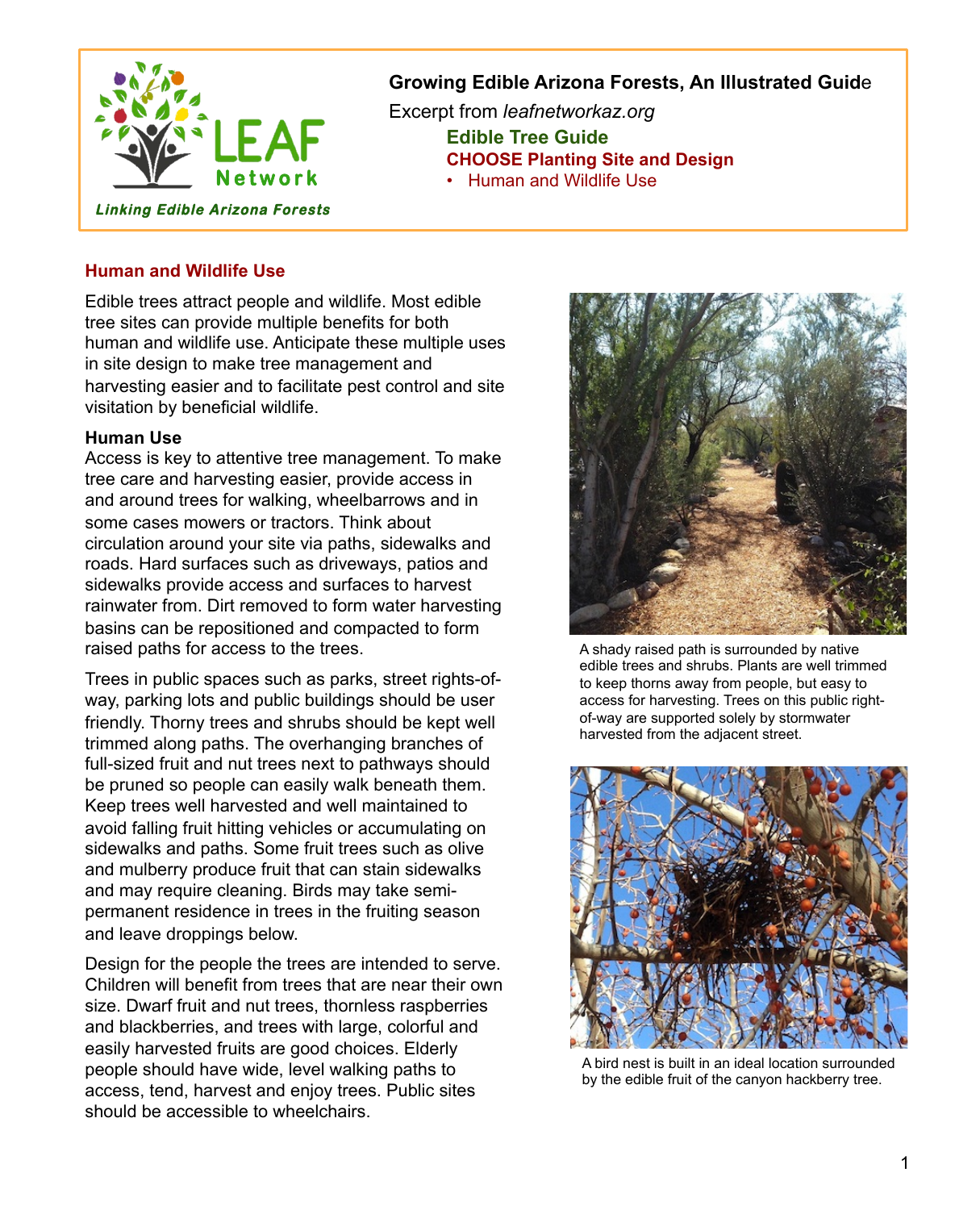**Growing Edible Arizona Forests, An Illustrated Guide**

Excerpt from *leafnetworkaz.org*

**Edible Tree Guide**

**CHOOSE Planting Site and Design**

- Human and Wildlife Use

LEAF Network

*Linking Edible Arizona Forests*

## Human and Wildlife Use

Edible trees attract people and wildlife. Most edible tree sites can provide multiple benefits for both human and wildlife use. Anticipate these multiple uses in site design to make tree management and harvesting easier and to facilitate pest control and site visitation by beneficial wildlife.

### Human Use

Access is key to attentive tree management. To make tree care and harvesting easier, provide access in and around trees for walking, wheelbarrows and in some cases mowers or tractors. Think about circulation around your site via paths, sidewalks and roads. Hard surfaces such as driveways, patios and sidewalks provide access and surfaces to harvest rainwater from. Dirt removed to form water harvesting basins can be repositioned and compacted to form raised paths for access to the trees.

Trees in public spaces such as parks, street rights-of-way, parking lots and public buildings should be user friendly. Thorny trees and shrubs should be kept well trimmed along paths. The overhanging branches of full-sized fruit and nut trees next to pathways should be pruned so people can easily walk beneath them. Keep trees well harvested and well maintained to avoid falling fruit hitting vehicles or accumulating on sidewalks and paths. Some fruit trees such as olive and mulberry produce fruit that can stain sidewalks and may require cleaning. Birds may take semi-permanent residence in trees in the fruiting season and leave droppings below.

Design for the people the trees are intended to serve. Children will benefit from trees that are near their own size. Dwarf fruit and nut trees, thornless raspberries and blackberries, and trees with large, colorful and easily harvested fruits are good choices. Elderly people should have wide, level walking paths to access, tend, harvest and enjoy trees. Public sites should be accessible to wheelchairs.

A shady raised path is surrounded by native edible trees and shrubs. Plants are well trimmed to keep thorns away from people, but easy to access for harvesting. Trees on this public right-of-way are supported solely by stormwater harvested from the adjacent street.

A bird nest is built in an ideal location surrounded by the edible fruit of the canyon hackberry tree.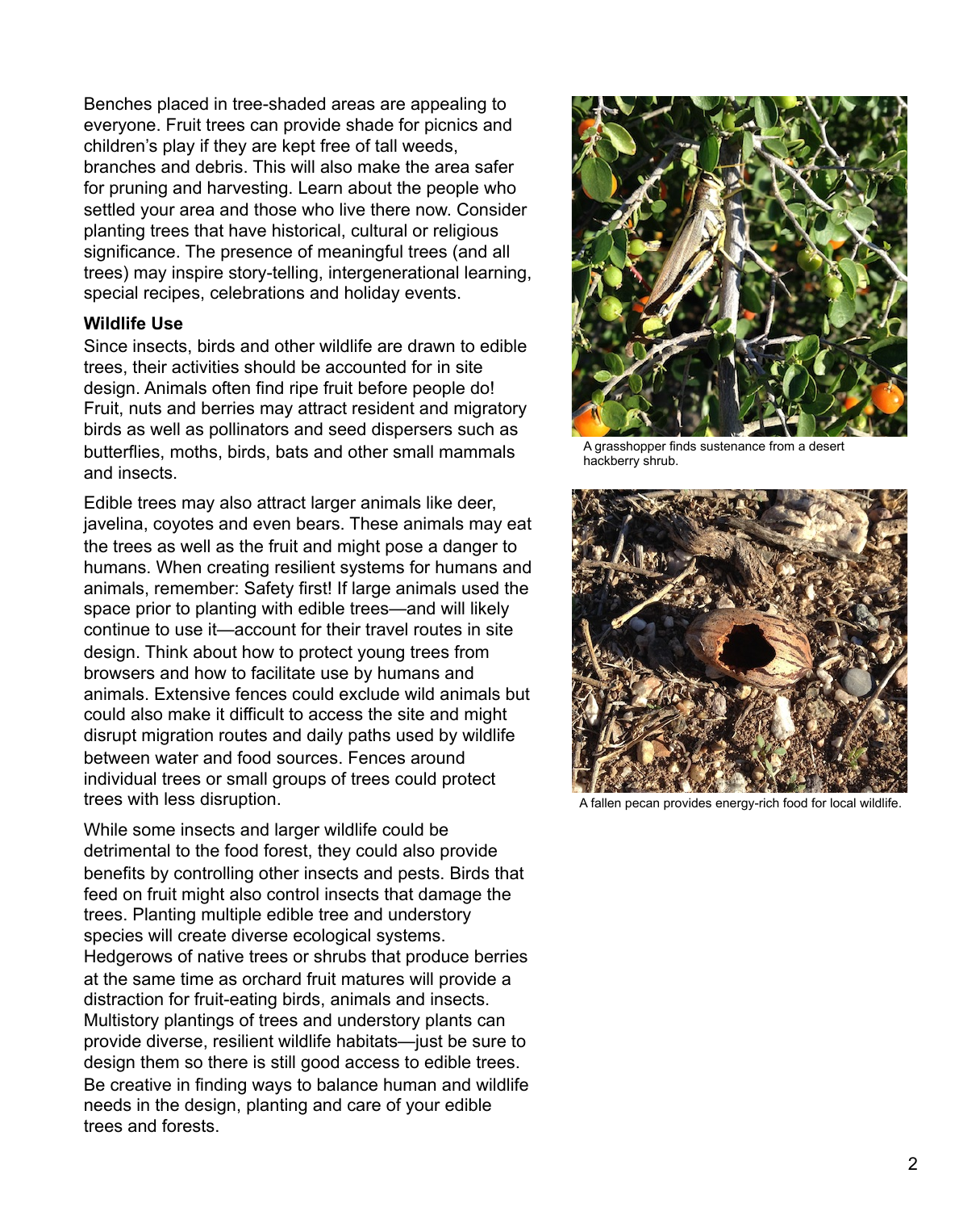Benches placed in tree-shaded areas are appealing to everyone. Fruit trees can provide shade for picnics and children's play if they are kept free of tall weeds, branches and debris. This will also make the area safer for pruning and harvesting. Learn about the people who settled your area and those who live there now. Consider planting trees that have historical, cultural or religious significance. The presence of meaningful trees (and all trees) may inspire story-telling, intergenerational learning, special recipes, celebrations and holiday events.

**Wildlife Use**

Since insects, birds and other wildlife are drawn to edible trees, their activities should be accounted for in site design. Animals often find ripe fruit before people do! Fruit, nuts and berries may attract resident and migratory birds as well as pollinators and seed dispersers such as butterflies, moths, birds, bats and other small mammals and insects.

Edible trees may also attract larger animals like deer, javelina, coyotes and even bears. These animals may eat the trees as well as the fruit and might pose a danger to humans. When creating resilient systems for humans and animals, remember: Safety first! If large animals used the space prior to planting with edible trees—and will likely continue to use it—account for their travel routes in site design. Think about how to protect young trees from browsers and how to facilitate use by humans and animals. Extensive fences could exclude wild animals but could also make it difficult to access the site and might disrupt migration routes and daily paths used by wildlife between water and food sources. Fences around individual trees or small groups of trees could protect trees with less disruption.

While some insects and larger wildlife could be detrimental to the food forest, they could also provide benefits by controlling other insects and pests. Birds that feed on fruit might also control insects that damage the trees. Planting multiple edible tree and understory species will create diverse ecological systems. Hedgerows of native trees or shrubs that produce berries at the same time as orchard fruit matures will provide a distraction for fruit-eating birds, animals and insects. Multistory plantings of trees and understory plants can provide diverse, resilient wildlife habitats—just be sure to design them so there is still good access to edible trees. Be creative in finding ways to balance human and wildlife needs in the design, planting and care of your edible trees and forests.

A grasshopper finds sustenance from a desert hackberry shrub.

A fallen pecan provides energy-rich food for local wildlife.